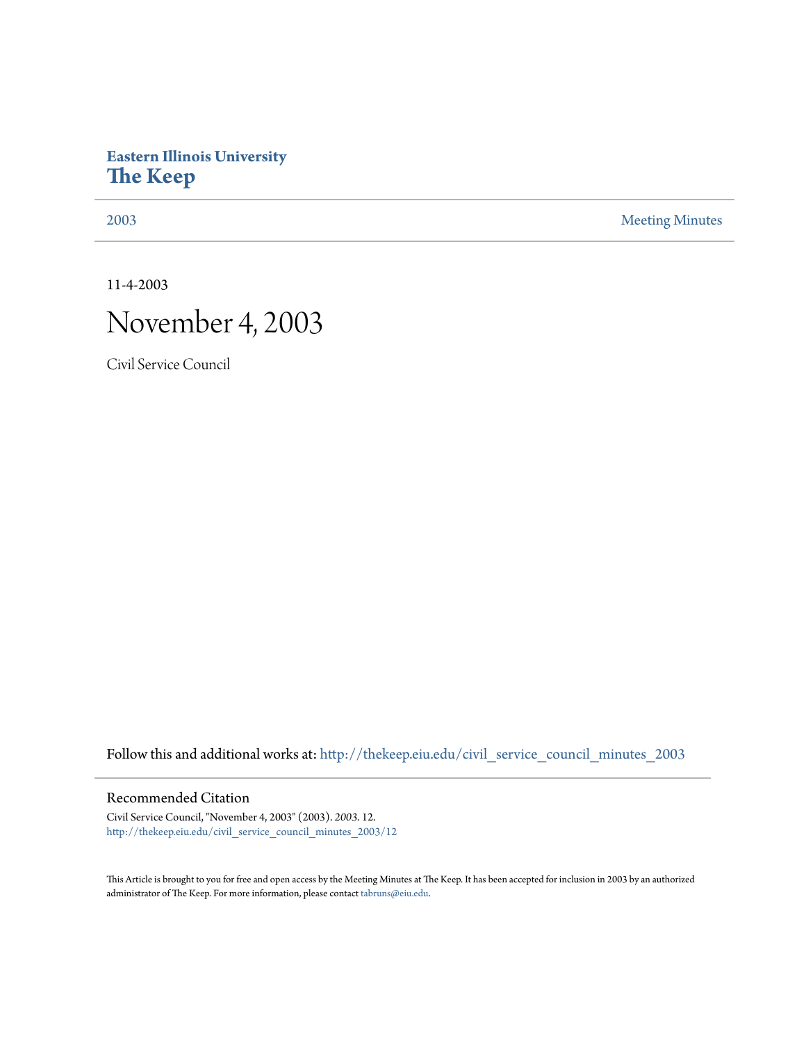# Eastern Illinois University
# The Keep

2003 | Meeting Minutes

11-4-2003

# November 4, 2003

Civil Service Council

Follow this and additional works at: http://thekeep.eiu.edu/civil_service_council_minutes_2003

## Recommended Citation

Civil Service Council, "November 4, 2003" (2003). *2003*. 12.
http://thekeep.eiu.edu/civil_service_council_minutes_2003/12

This Article is brought to you for free and open access by the Meeting Minutes at The Keep. It has been accepted for inclusion in 2003 by an authorized administrator of The Keep. For more information, please contact tabruns@eiu.edu.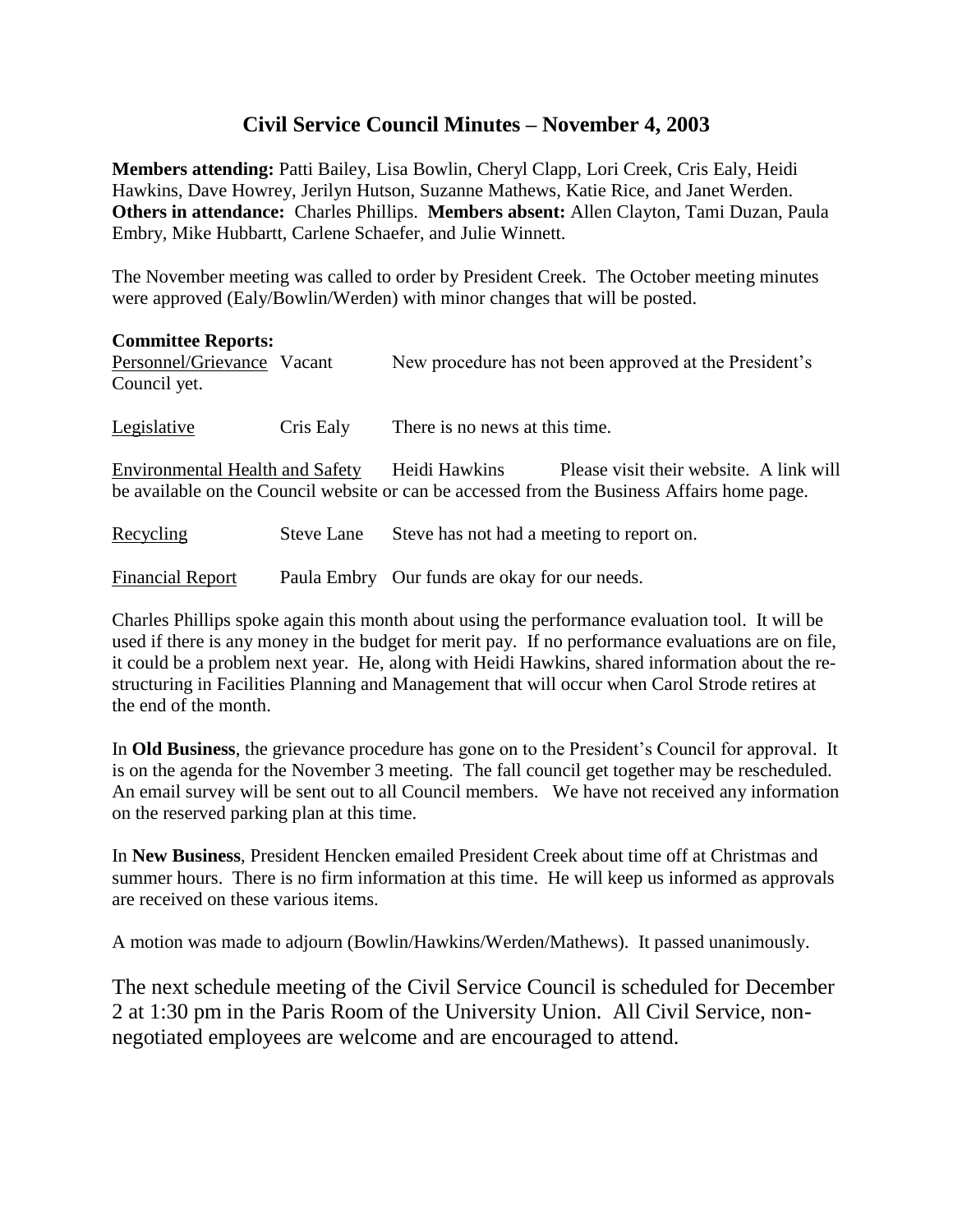# Civil Service Council Minutes – November 4, 2003

**Members attending:** Patti Bailey, Lisa Bowlin, Cheryl Clapp, Lori Creek, Cris Ealy, Heidi Hawkins, Dave Howrey, Jerilyn Hutson, Suzanne Mathews, Katie Rice, and Janet Werden. **Others in attendance:** Charles Phillips. **Members absent:** Allen Clayton, Tami Duzan, Paula Embry, Mike Hubbartt, Carlene Schaefer, and Julie Winnett.

The November meeting was called to order by President Creek. The October meeting minutes were approved (Ealy/Bowlin/Werden) with minor changes that will be posted.

**Committee Reports:**

Personnel/Grievance Vacant New procedure has not been approved at the President's Council yet.

Legislative Cris Ealy There is no news at this time.

Environmental Health and Safety Heidi Hawkins Please visit their website. A link will be available on the Council website or can be accessed from the Business Affairs home page.

Recycling Steve Lane Steve has not had a meeting to report on.

Financial Report Paula Embry Our funds are okay for our needs.

Charles Phillips spoke again this month about using the performance evaluation tool. It will be used if there is any money in the budget for merit pay. If no performance evaluations are on file, it could be a problem next year. He, along with Heidi Hawkins, shared information about the re-structuring in Facilities Planning and Management that will occur when Carol Strode retires at the end of the month.

In **Old Business**, the grievance procedure has gone on to the President's Council for approval. It is on the agenda for the November 3 meeting. The fall council get together may be rescheduled. An email survey will be sent out to all Council members. We have not received any information on the reserved parking plan at this time.

In **New Business**, President Hencken emailed President Creek about time off at Christmas and summer hours. There is no firm information at this time. He will keep us informed as approvals are received on these various items.

A motion was made to adjourn (Bowlin/Hawkins/Werden/Mathews). It passed unanimously.

The next schedule meeting of the Civil Service Council is scheduled for December 2 at 1:30 pm in the Paris Room of the University Union. All Civil Service, non-negotiated employees are welcome and are encouraged to attend.